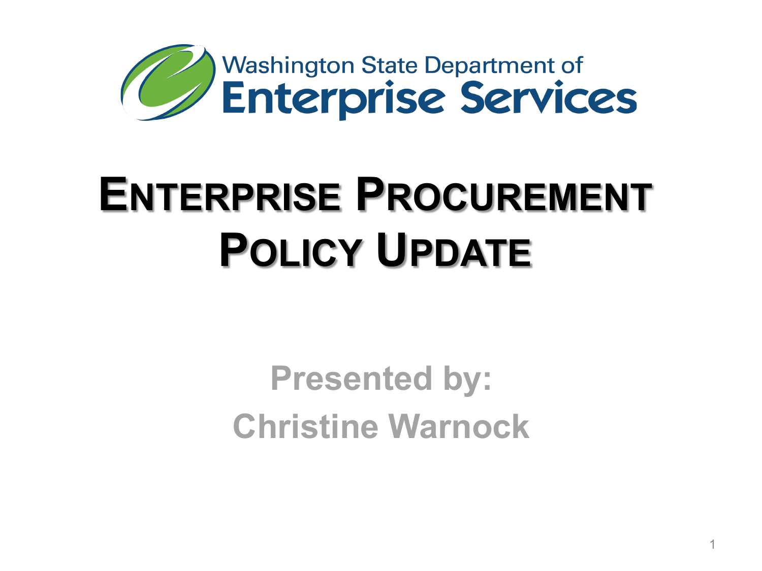Washington State Department of Enterprise Services

# Enterprise Procurement Policy Update

**Presented by:**
**Christine Warnock**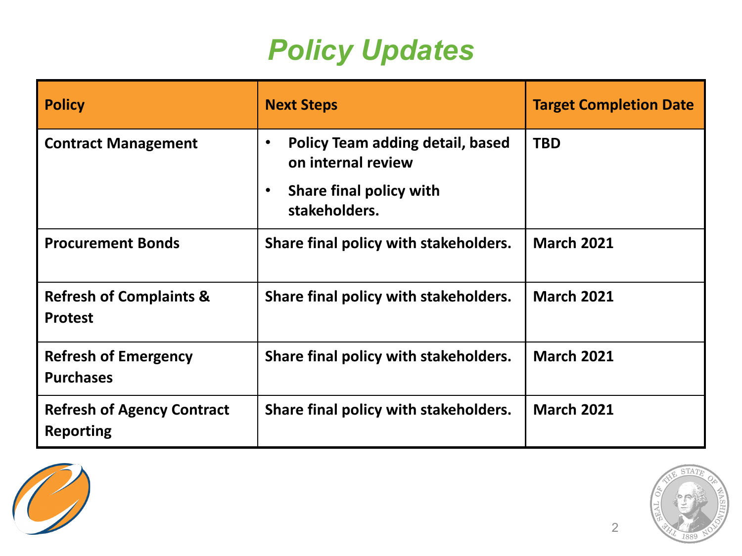# Policy Updates

| Policy | Next Steps | Target Completion Date |
|---|---|---|
| Contract Management | • Policy Team adding detail, based on internal review<br>• Share final policy with stakeholders. | TBD |
| Procurement Bonds | Share final policy with stakeholders. | March 2021 |
| Refresh of Complaints & Protest | Share final policy with stakeholders. | March 2021 |
| Refresh of Emergency Purchases | Share final policy with stakeholders. | March 2021 |
| Refresh of Agency Contract Reporting | Share final policy with stakeholders. | March 2021 |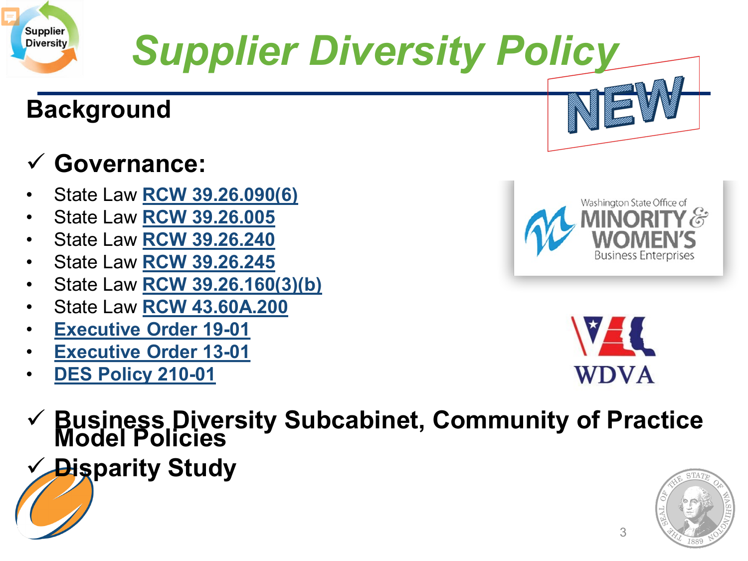# Supplier Diversity Policy

NEW

## Background

✓ **Governance:**

- State Law **RCW 39.26.090(6)**
- State Law **RCW 39.26.005**
- State Law **RCW 39.26.240**
- State Law **RCW 39.26.245**
- State Law **RCW 39.26.160(3)(b)**
- State Law **RCW 43.60A.200**
- **Executive Order 19-01**
- **Executive Order 13-01**
- **DES Policy 210-01**

✓ **Business Diversity Subcabinet, Community of Practice Model Policies**

✓ **Disparity Study**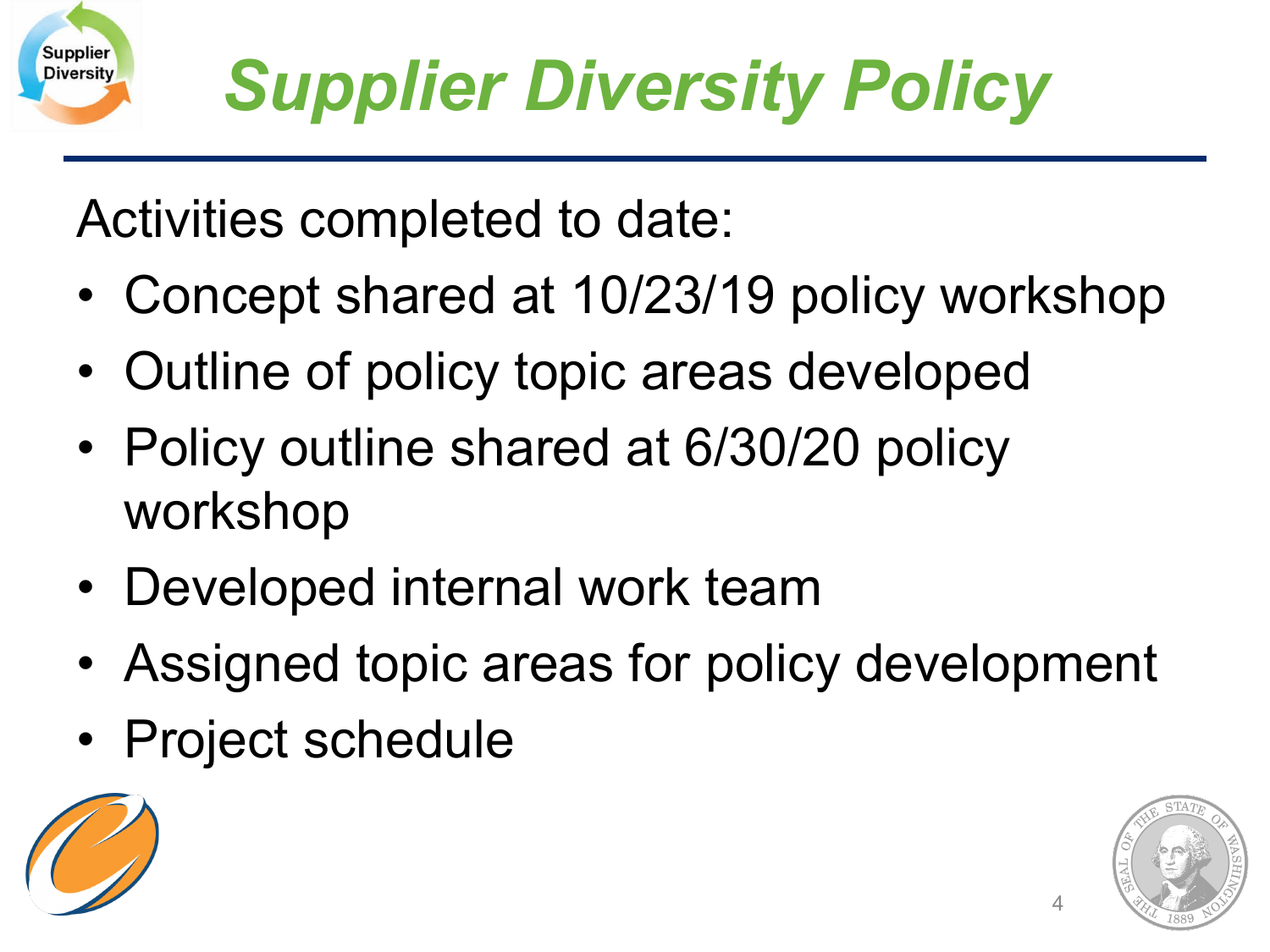# Supplier Diversity Policy

Activities completed to date:

- Concept shared at 10/23/19 policy workshop
- Outline of policy topic areas developed
- Policy outline shared at 6/30/20 policy workshop
- Developed internal work team
- Assigned topic areas for policy development
- Project schedule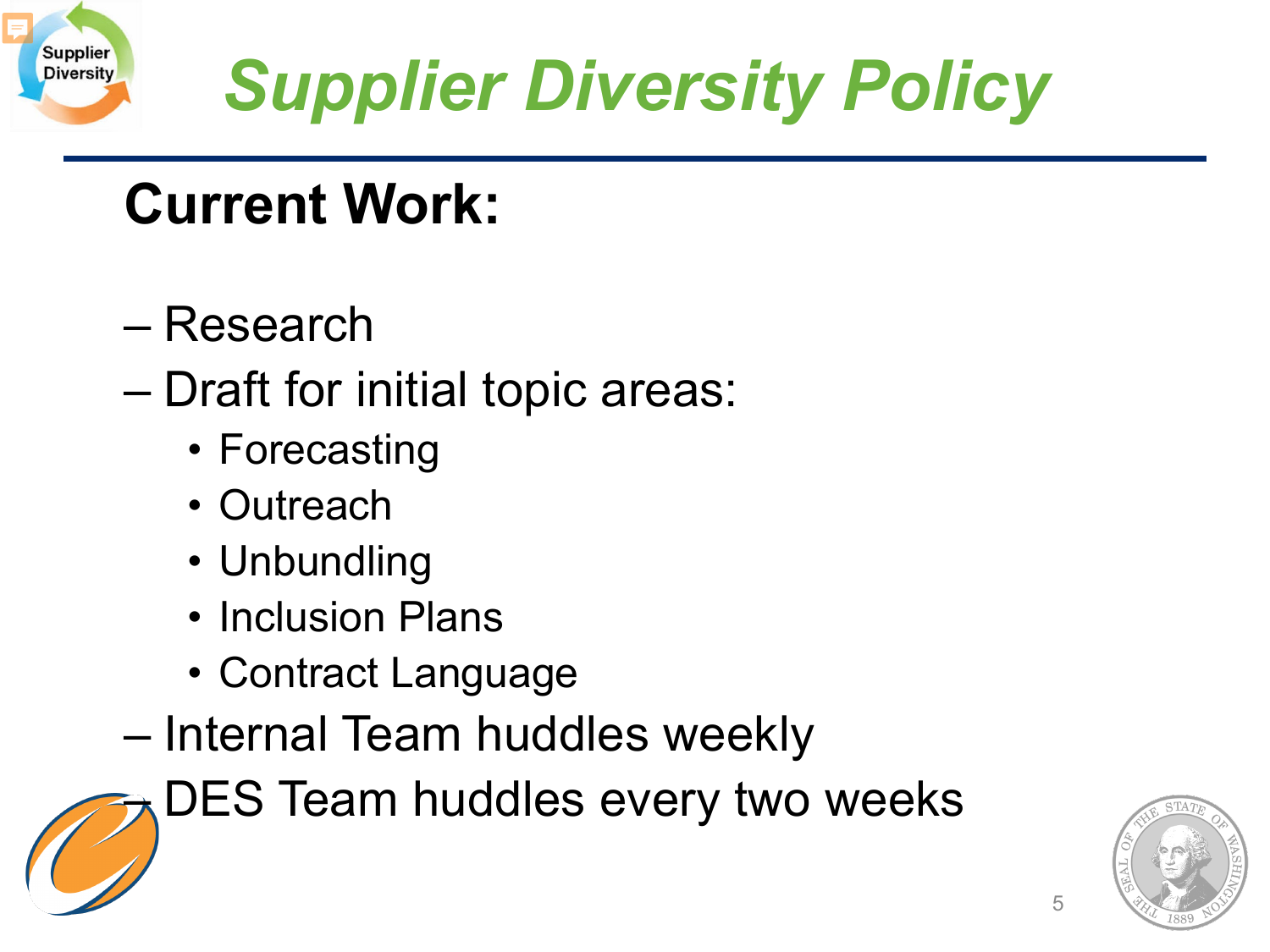# Supplier Diversity Policy

## Current Work:

- Research
- Draft for initial topic areas:
  - Forecasting
  - Outreach
  - Unbundling
  - Inclusion Plans
  - Contract Language
- Internal Team huddles weekly
- DES Team huddles every two weeks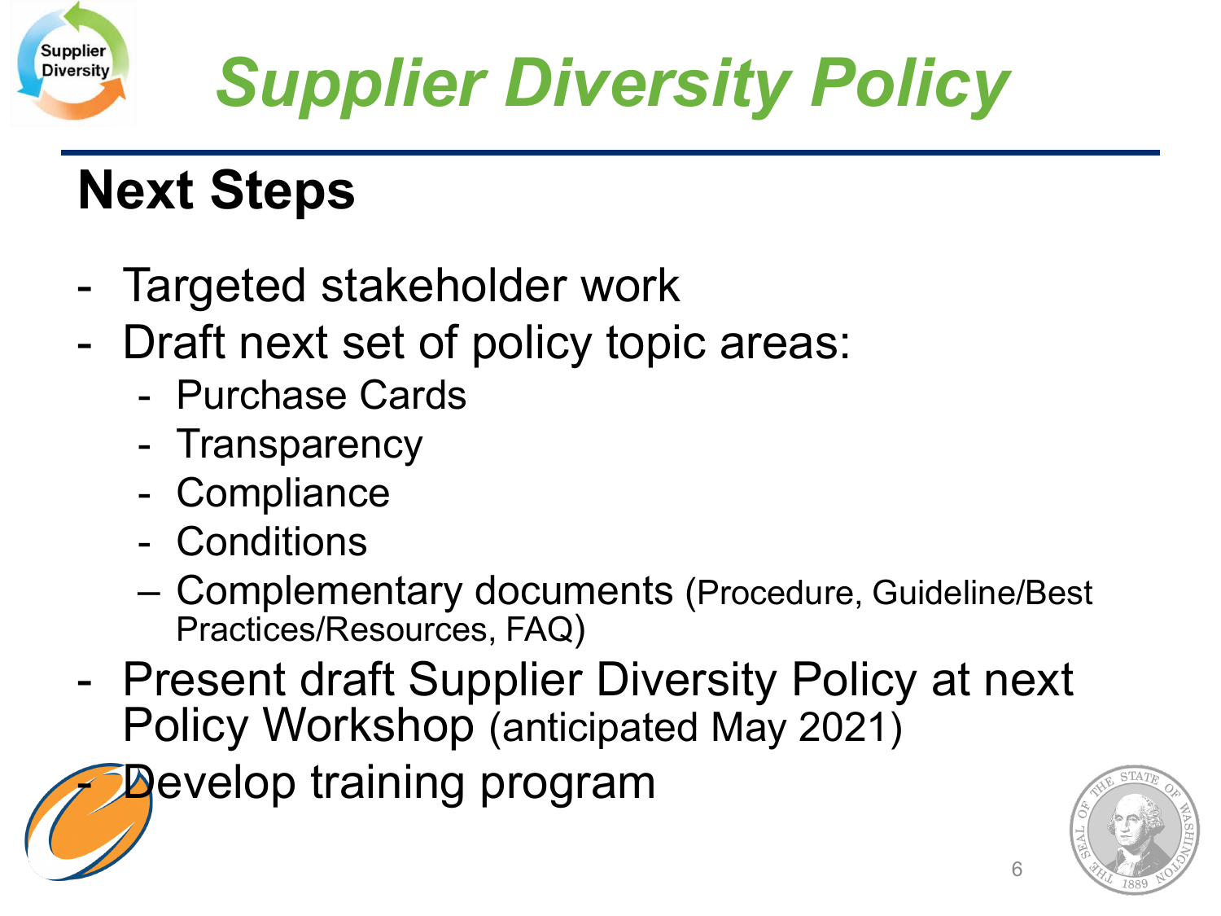# *Supplier Diversity Policy*

## Next Steps

- Targeted stakeholder work
- Draft next set of policy topic areas:
  - Purchase Cards
  - Transparency
  - Compliance
  - Conditions
  - Complementary documents (Procedure, Guideline/Best Practices/Resources, FAQ)
- Present draft Supplier Diversity Policy at next Policy Workshop (anticipated May 2021)
- Develop training program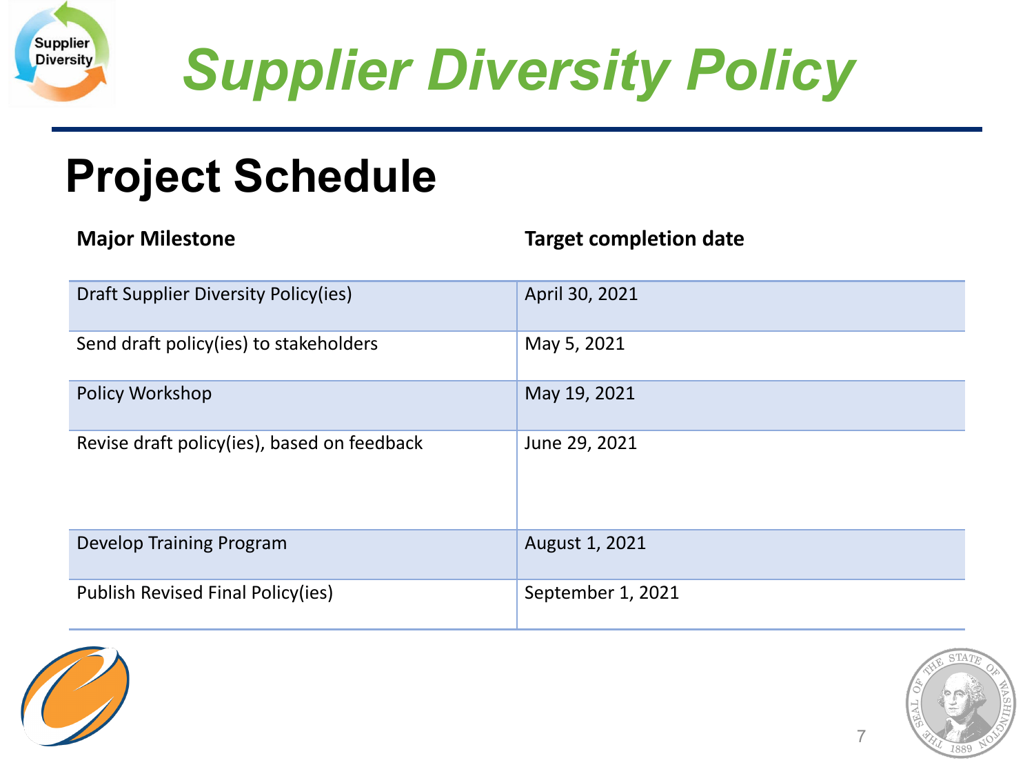# Supplier Diversity Policy

## Project Schedule

| Major Milestone | Target completion date |
| --- | --- |
| Draft Supplier Diversity Policy(ies) | April 30, 2021 |
| Send draft policy(ies) to stakeholders | May 5, 2021 |
| Policy Workshop | May 19, 2021 |
| Revise draft policy(ies), based on feedback | June 29, 2021 |
| Develop Training Program | August 1, 2021 |
| Publish Revised Final Policy(ies) | September 1, 2021 |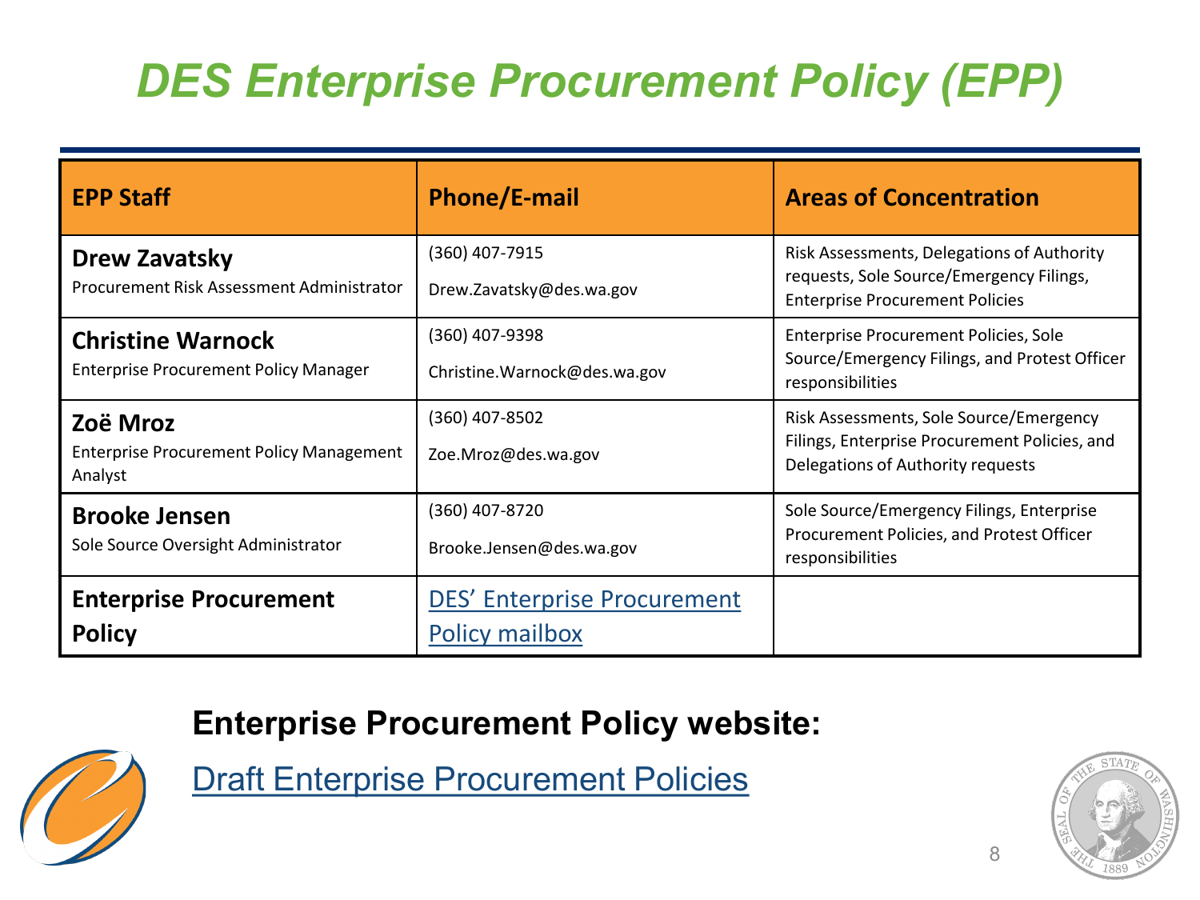# DES Enterprise Procurement Policy (EPP)

| EPP Staff | Phone/E-mail | Areas of Concentration |
|---|---|---|
| **Drew Zavatsky**<br>Procurement Risk Assessment Administrator | (360) 407-7915<br>Drew.Zavatsky@des.wa.gov | Risk Assessments, Delegations of Authority requests, Sole Source/Emergency Filings, Enterprise Procurement Policies |
| **Christine Warnock**<br>Enterprise Procurement Policy Manager | (360) 407-9398<br>Christine.Warnock@des.wa.gov | Enterprise Procurement Policies, Sole Source/Emergency Filings, and Protest Officer responsibilities |
| **Zoë Mroz**<br>Enterprise Procurement Policy Management Analyst | (360) 407-8502<br>Zoe.Mroz@des.wa.gov | Risk Assessments, Sole Source/Emergency Filings, Enterprise Procurement Policies, and Delegations of Authority requests |
| **Brooke Jensen**<br>Sole Source Oversight Administrator | (360) 407-8720<br>Brooke.Jensen@des.wa.gov | Sole Source/Emergency Filings, Enterprise Procurement Policies, and Protest Officer responsibilities |
| **Enterprise Procurement Policy** | DES' Enterprise Procurement Policy mailbox | |

**Enterprise Procurement Policy website:**

Draft Enterprise Procurement Policies